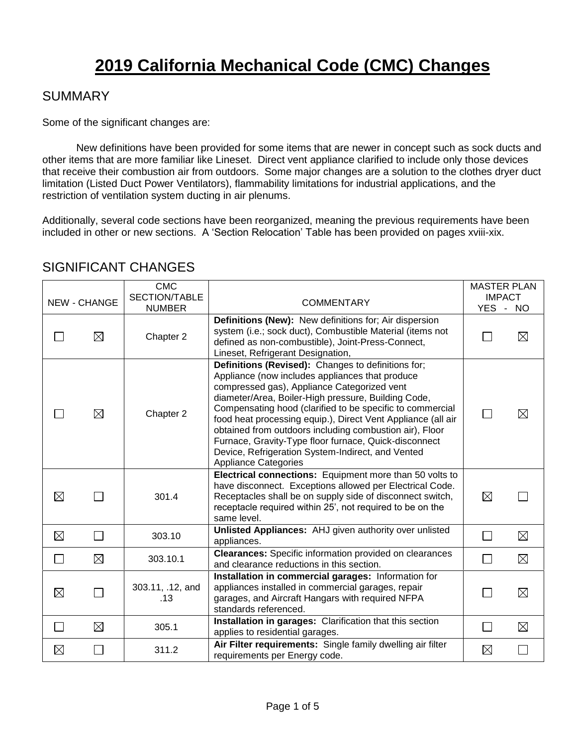# 2019 California Mechanical Code (CMC) Changes

## SUMMARY

Some of the significant changes are:

New definitions have been provided for some items that are newer in concept such as sock ducts and other items that are more familiar like Lineset. Direct vent appliance clarified to include only those devices that receive their combustion air from outdoors. Some major changes are a solution to the clothes dryer duct limitation (Listed Duct Power Ventilators), flammability limitations for industrial applications, and the restriction of ventilation system ducting in air plenums.

Additionally, several code sections have been reorganized, meaning the previous requirements have been included in other or new sections. A 'Section Relocation' Table has been provided on pages xviii-xix.

## SIGNIFICANT CHANGES

| NEW | CHANGE | CMC SECTION/TABLE NUMBER | COMMENTARY | MASTER PLAN IMPACT YES | NO |
|---|---|---|---|---|---|
| ☐ | ☒ | Chapter 2 | **Definitions (New):** New definitions for; Air dispersion system (i.e.; sock duct), Combustible Material (items not defined as non-combustible), Joint-Press-Connect, Lineset, Refrigerant Designation, | ☐ | ☒ |
| ☐ | ☒ | Chapter 2 | **Definitions (Revised):** Changes to definitions for; Appliance (now includes appliances that produce compressed gas), Appliance Categorized vent diameter/Area, Boiler-High pressure, Building Code, Compensating hood (clarified to be specific to commercial food heat processing equip.), Direct Vent Appliance (all air obtained from outdoors including combustion air), Floor Furnace, Gravity-Type floor furnace, Quick-disconnect Device, Refrigeration System-Indirect, and Vented Appliance Categories | ☐ | ☒ |
| ☒ | ☐ | 301.4 | **Electrical connections:** Equipment more than 50 volts to have disconnect. Exceptions allowed per Electrical Code. Receptacles shall be on supply side of disconnect switch, receptacle required within 25', not required to be on the same level. | ☒ | ☐ |
| ☒ | ☐ | 303.10 | **Unlisted Appliances:** AHJ given authority over unlisted appliances. | ☐ | ☒ |
| ☐ | ☒ | 303.10.1 | **Clearances:** Specific information provided on clearances and clearance reductions in this section. | ☐ | ☒ |
| ☒ | ☐ | 303.11, .12, and .13 | **Installation in commercial garages:** Information for appliances installed in commercial garages, repair garages, and Aircraft Hangars with required NFPA standards referenced. | ☐ | ☒ |
| ☐ | ☒ | 305.1 | **Installation in garages:** Clarification that this section applies to residential garages. | ☐ | ☒ |
| ☒ | ☐ | 311.2 | **Air Filter requirements:** Single family dwelling air filter requirements per Energy code. | ☒ | ☐ |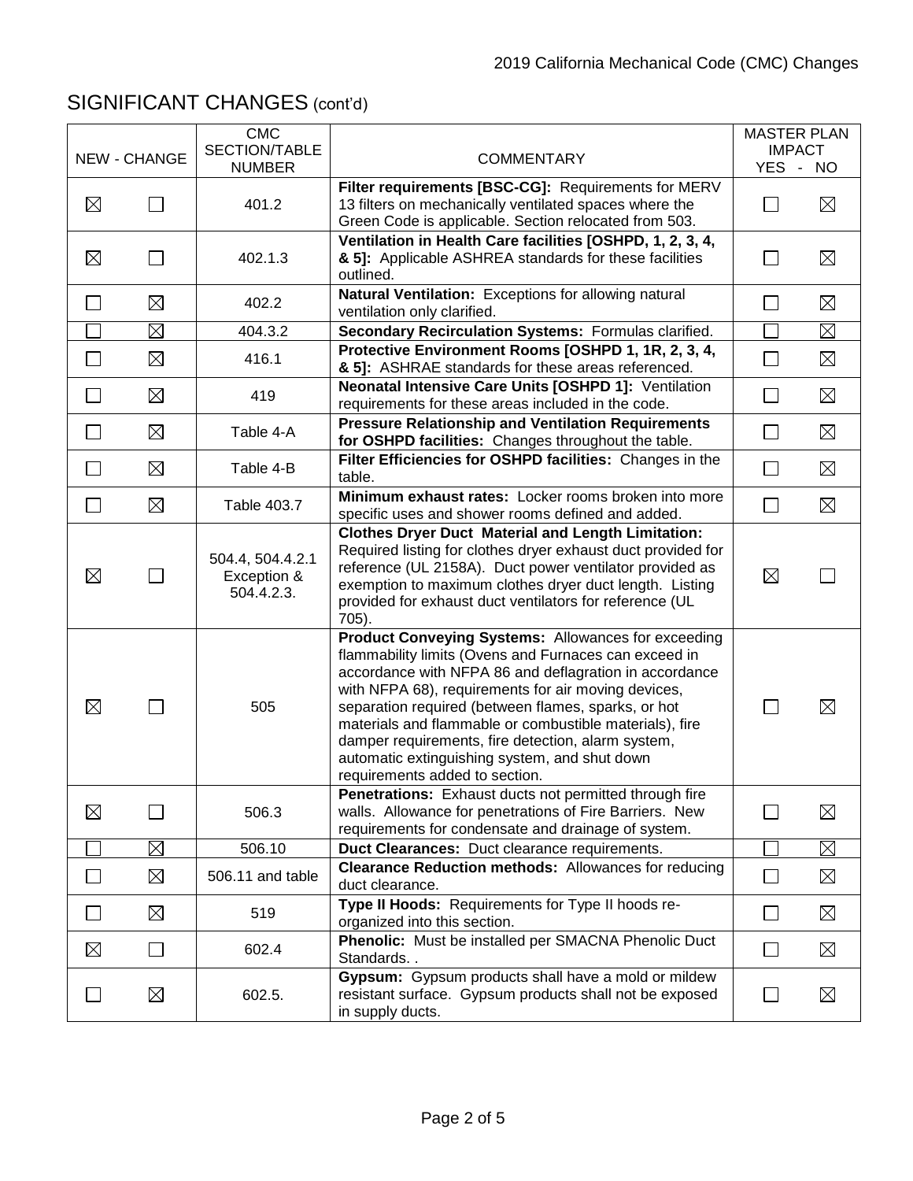## SIGNIFICANT CHANGES (cont'd)

| NEW | CHANGE | CMC SECTION/TABLE NUMBER | COMMENTARY | MASTER PLAN IMPACT YES | NO |
|---|---|---|---|---|---|
| ☒ | ☐ | 401.2 | **Filter requirements [BSC-CG]:** Requirements for MERV 13 filters on mechanically ventilated spaces where the Green Code is applicable. Section relocated from 503. | ☐ | ☒ |
| ☒ | ☐ | 402.1.3 | **Ventilation in Health Care facilities [OSHPD, 1, 2, 3, 4, & 5]:** Applicable ASHREA standards for these facilities outlined. | ☐ | ☒ |
| ☐ | ☒ | 402.2 | **Natural Ventilation:** Exceptions for allowing natural ventilation only clarified. | ☐ | ☒ |
| ☐ | ☒ | 404.3.2 | **Secondary Recirculation Systems:** Formulas clarified. | ☐ | ☒ |
| ☐ | ☒ | 416.1 | **Protective Environment Rooms [OSHPD 1, 1R, 2, 3, 4, & 5]:** ASHRAE standards for these areas referenced. | ☐ | ☒ |
| ☐ | ☒ | 419 | **Neonatal Intensive Care Units [OSHPD 1]:** Ventilation requirements for these areas included in the code. | ☐ | ☒ |
| ☐ | ☒ | Table 4-A | **Pressure Relationship and Ventilation Requirements for OSHPD facilities:** Changes throughout the table. | ☐ | ☒ |
| ☐ | ☒ | Table 4-B | **Filter Efficiencies for OSHPD facilities:** Changes in the table. | ☐ | ☒ |
| ☐ | ☒ | Table 403.7 | **Minimum exhaust rates:** Locker rooms broken into more specific uses and shower rooms defined and added. | ☐ | ☒ |
| ☒ | ☐ | 504.4, 504.4.2.1 Exception & 504.4.2.3. | **Clothes Dryer Duct Material and Length Limitation:** Required listing for clothes dryer exhaust duct provided for reference (UL 2158A). Duct power ventilator provided as exemption to maximum clothes dryer duct length. Listing provided for exhaust duct ventilators for reference (UL 705). | ☒ | ☐ |
| ☒ | ☐ | 505 | **Product Conveying Systems:** Allowances for exceeding flammability limits (Ovens and Furnaces can exceed in accordance with NFPA 86 and deflagration in accordance with NFPA 68), requirements for air moving devices, separation required (between flames, sparks, or hot materials and flammable or combustible materials), fire damper requirements, fire detection, alarm system, automatic extinguishing system, and shut down requirements added to section. | ☐ | ☒ |
| ☒ | ☐ | 506.3 | **Penetrations:** Exhaust ducts not permitted through fire walls. Allowance for penetrations of Fire Barriers. New requirements for condensate and drainage of system. | ☐ | ☒ |
| ☐ | ☒ | 506.10 | **Duct Clearances:** Duct clearance requirements. | ☐ | ☒ |
| ☐ | ☒ | 506.11 and table | **Clearance Reduction methods:** Allowances for reducing duct clearance. | ☐ | ☒ |
| ☐ | ☒ | 519 | **Type II Hoods:** Requirements for Type II hoods re-organized into this section. | ☐ | ☒ |
| ☒ | ☐ | 602.4 | **Phenolic:** Must be installed per SMACNA Phenolic Duct Standards. . | ☐ | ☒ |
| ☐ | ☒ | 602.5. | **Gypsum:** Gypsum products shall have a mold or mildew resistant surface. Gypsum products shall not be exposed in supply ducts. | ☐ | ☒ |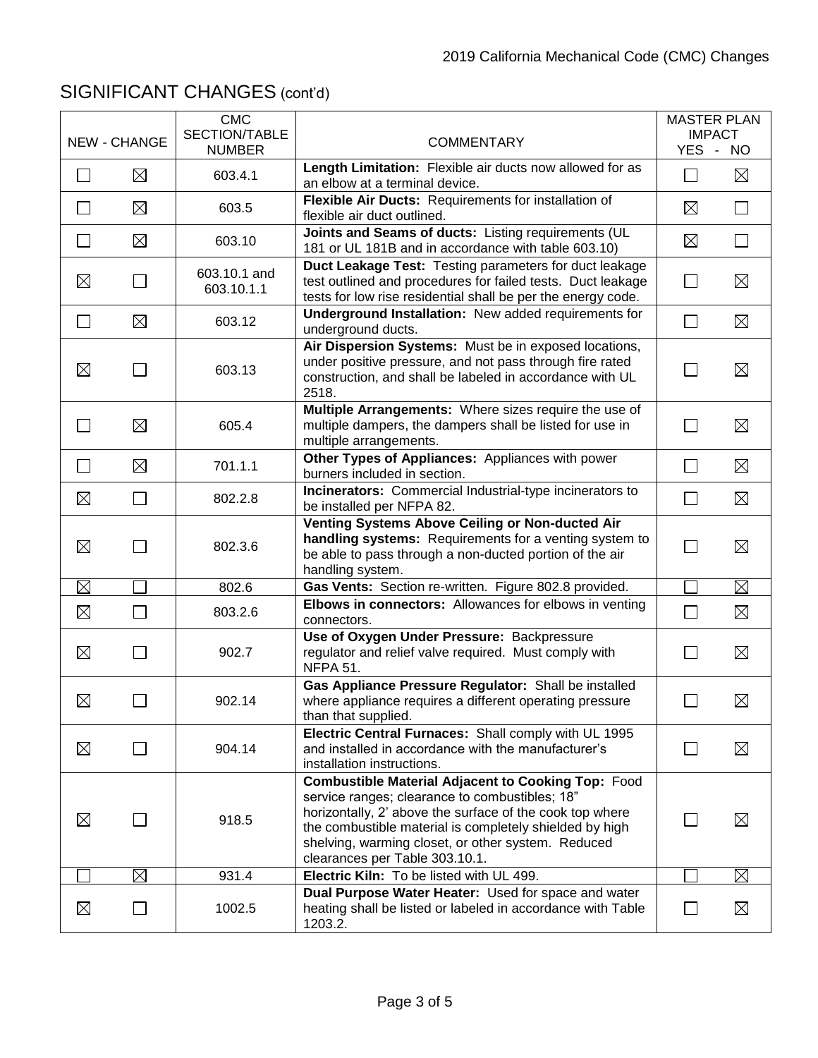## SIGNIFICANT CHANGES (cont'd)

| NEW | CHANGE | CMC SECTION/TABLE NUMBER | COMMENTARY | MASTER PLAN IMPACT YES | NO |
|---|---|---|---|---|---|
| ☐ | ☒ | 603.4.1 | **Length Limitation:** Flexible air ducts now allowed for as an elbow at a terminal device. | ☐ | ☒ |
| ☐ | ☒ | 603.5 | **Flexible Air Ducts:** Requirements for installation of flexible air duct outlined. | ☒ | ☐ |
| ☐ | ☒ | 603.10 | **Joints and Seams of ducts:** Listing requirements (UL 181 or UL 181B and in accordance with table 603.10) | ☒ | ☐ |
| ☒ | ☐ | 603.10.1 and 603.10.1.1 | **Duct Leakage Test:** Testing parameters for duct leakage test outlined and procedures for failed tests. Duct leakage tests for low rise residential shall be per the energy code. | ☐ | ☒ |
| ☐ | ☒ | 603.12 | **Underground Installation:** New added requirements for underground ducts. | ☐ | ☒ |
| ☒ | ☐ | 603.13 | **Air Dispersion Systems:** Must be in exposed locations, under positive pressure, and not pass through fire rated construction, and shall be labeled in accordance with UL 2518. | ☐ | ☒ |
| ☐ | ☒ | 605.4 | **Multiple Arrangements:** Where sizes require the use of multiple dampers, the dampers shall be listed for use in multiple arrangements. | ☐ | ☒ |
| ☐ | ☒ | 701.1.1 | **Other Types of Appliances:** Appliances with power burners included in section. | ☐ | ☒ |
| ☒ | ☐ | 802.2.8 | **Incinerators:** Commercial Industrial-type incinerators to be installed per NFPA 82. | ☐ | ☒ |
| ☒ | ☐ | 802.3.6 | **Venting Systems Above Ceiling or Non-ducted Air handling systems:** Requirements for a venting system to be able to pass through a non-ducted portion of the air handling system. | ☐ | ☒ |
| ☒ | ☐ | 802.6 | **Gas Vents:** Section re-written. Figure 802.8 provided. | ☐ | ☒ |
| ☒ | ☐ | 803.2.6 | **Elbows in connectors:** Allowances for elbows in venting connectors. | ☐ | ☒ |
| ☒ | ☐ | 902.7 | **Use of Oxygen Under Pressure:** Backpressure regulator and relief valve required. Must comply with NFPA 51. | ☐ | ☒ |
| ☒ | ☐ | 902.14 | **Gas Appliance Pressure Regulator:** Shall be installed where appliance requires a different operating pressure than that supplied. | ☐ | ☒ |
| ☒ | ☐ | 904.14 | **Electric Central Furnaces:** Shall comply with UL 1995 and installed in accordance with the manufacturer's installation instructions. | ☐ | ☒ |
| ☒ | ☐ | 918.5 | **Combustible Material Adjacent to Cooking Top:** Food service ranges; clearance to combustibles; 18" horizontally, 2' above the surface of the cook top where the combustible material is completely shielded by high shelving, warming closet, or other system. Reduced clearances per Table 303.10.1. | ☐ | ☒ |
| ☐ | ☒ | 931.4 | **Electric Kiln:** To be listed with UL 499. | ☐ | ☒ |
| ☒ | ☐ | 1002.5 | **Dual Purpose Water Heater:** Used for space and water heating shall be listed or labeled in accordance with Table 1203.2. | ☐ | ☒ |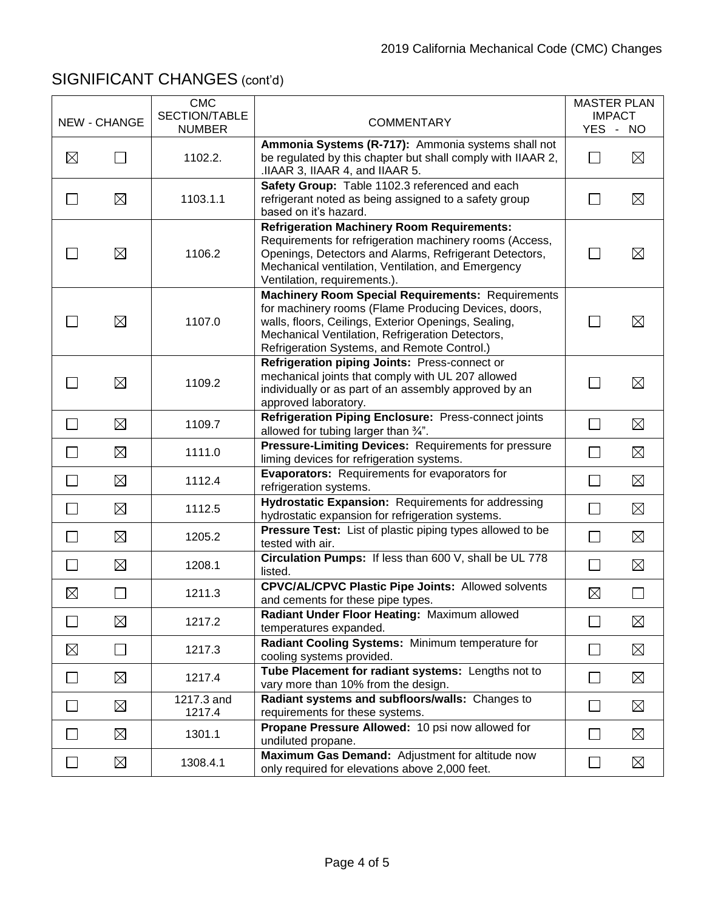## SIGNIFICANT CHANGES (cont'd)

| NEW - CHANGE | | CMC SECTION/TABLE NUMBER | COMMENTARY | MASTER PLAN IMPACT YES - NO | |
|---|---|---|---|---|---|
| ☒ | ☐ | 1102.2. | **Ammonia Systems (R-717):** Ammonia systems shall not be regulated by this chapter but shall comply with IIAAR 2, .IIAAR 3, IIAAR 4, and IIAAR 5. | ☐ | ☒ |
| ☐ | ☒ | 1103.1.1 | **Safety Group:** Table 1102.3 referenced and each refrigerant noted as being assigned to a safety group based on it's hazard. | ☐ | ☒ |
| ☐ | ☒ | 1106.2 | **Refrigeration Machinery Room Requirements:** Requirements for refrigeration machinery rooms (Access, Openings, Detectors and Alarms, Refrigerant Detectors, Mechanical ventilation, Ventilation, and Emergency Ventilation, requirements.). | ☐ | ☒ |
| ☐ | ☒ | 1107.0 | **Machinery Room Special Requirements:** Requirements for machinery rooms (Flame Producing Devices, doors, walls, floors, Ceilings, Exterior Openings, Sealing, Mechanical Ventilation, Refrigeration Detectors, Refrigeration Systems, and Remote Control.) | ☐ | ☒ |
| ☐ | ☒ | 1109.2 | **Refrigeration piping Joints:** Press-connect or mechanical joints that comply with UL 207 allowed individually or as part of an assembly approved by an approved laboratory. | ☐ | ☒ |
| ☐ | ☒ | 1109.7 | **Refrigeration Piping Enclosure:** Press-connect joints allowed for tubing larger than ¾". | ☐ | ☒ |
| ☐ | ☒ | 1111.0 | **Pressure-Limiting Devices:** Requirements for pressure liming devices for refrigeration systems. | ☐ | ☒ |
| ☐ | ☒ | 1112.4 | **Evaporators:** Requirements for evaporators for refrigeration systems. | ☐ | ☒ |
| ☐ | ☒ | 1112.5 | **Hydrostatic Expansion:** Requirements for addressing hydrostatic expansion for refrigeration systems. | ☐ | ☒ |
| ☐ | ☒ | 1205.2 | **Pressure Test:** List of plastic piping types allowed to be tested with air. | ☐ | ☒ |
| ☐ | ☒ | 1208.1 | **Circulation Pumps:** If less than 600 V, shall be UL 778 listed. | ☐ | ☒ |
| ☒ | ☐ | 1211.3 | **CPVC/AL/CPVC Plastic Pipe Joints:** Allowed solvents and cements for these pipe types. | ☒ | ☐ |
| ☐ | ☒ | 1217.2 | **Radiant Under Floor Heating:** Maximum allowed temperatures expanded. | ☐ | ☒ |
| ☒ | ☐ | 1217.3 | **Radiant Cooling Systems:** Minimum temperature for cooling systems provided. | ☐ | ☒ |
| ☐ | ☒ | 1217.4 | **Tube Placement for radiant systems:** Lengths not to vary more than 10% from the design. | ☐ | ☒ |
| ☐ | ☒ | 1217.3 and 1217.4 | **Radiant systems and subfloors/walls:** Changes to requirements for these systems. | ☐ | ☒ |
| ☐ | ☒ | 1301.1 | **Propane Pressure Allowed:** 10 psi now allowed for undiluted propane. | ☐ | ☒ |
| ☐ | ☒ | 1308.4.1 | **Maximum Gas Demand:** Adjustment for altitude now only required for elevations above 2,000 feet. | ☐ | ☒ |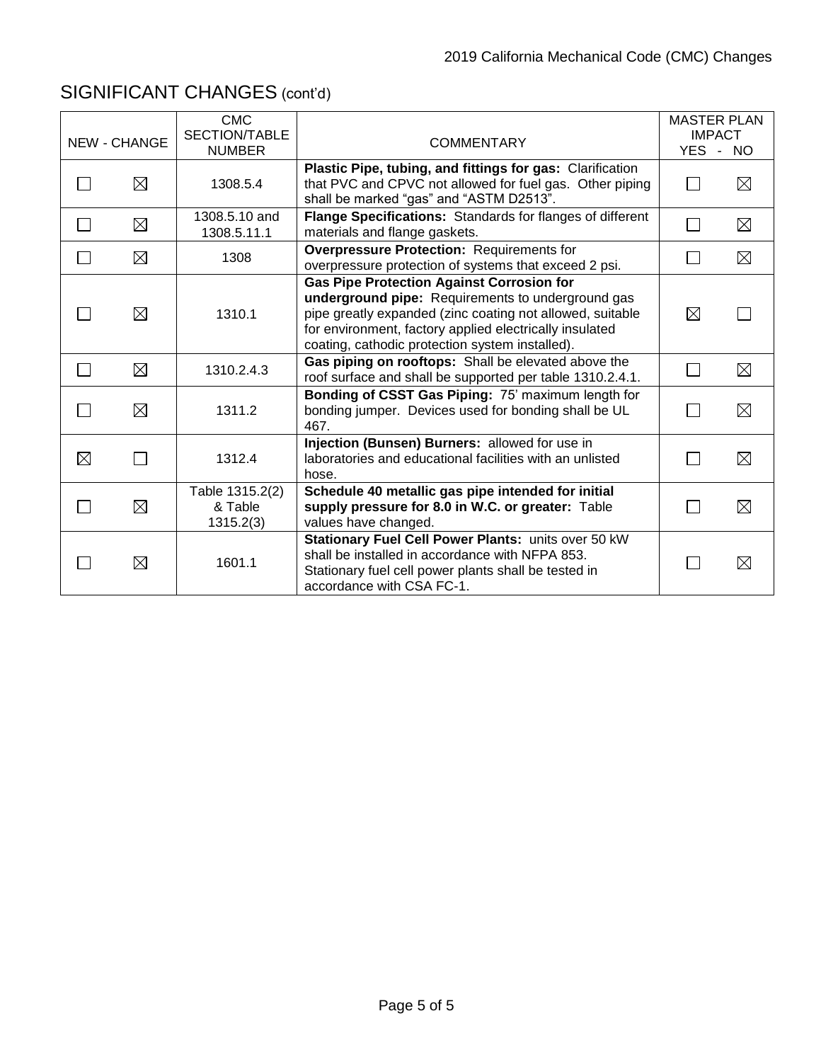## SIGNIFICANT CHANGES (cont'd)

| NEW | CHANGE | CMC SECTION/TABLE NUMBER | COMMENTARY | MASTER PLAN IMPACT YES | NO |
|---|---|---|---|---|---|
| ☐ | ☒ | 1308.5.4 | **Plastic Pipe, tubing, and fittings for gas:** Clarification that PVC and CPVC not allowed for fuel gas. Other piping shall be marked "gas" and "ASTM D2513". | ☐ | ☒ |
| ☐ | ☒ | 1308.5.10 and 1308.5.11.1 | **Flange Specifications:** Standards for flanges of different materials and flange gaskets. | ☐ | ☒ |
| ☐ | ☒ | 1308 | **Overpressure Protection:** Requirements for overpressure protection of systems that exceed 2 psi. | ☐ | ☒ |
| ☐ | ☒ | 1310.1 | **Gas Pipe Protection Against Corrosion for underground pipe:** Requirements to underground gas pipe greatly expanded (zinc coating not allowed, suitable for environment, factory applied electrically insulated coating, cathodic protection system installed). | ☒ | ☐ |
| ☐ | ☒ | 1310.2.4.3 | **Gas piping on rooftops:** Shall be elevated above the roof surface and shall be supported per table 1310.2.4.1. | ☐ | ☒ |
| ☐ | ☒ | 1311.2 | **Bonding of CSST Gas Piping:** 75' maximum length for bonding jumper. Devices used for bonding shall be UL 467. | ☐ | ☒ |
| ☒ | ☐ | 1312.4 | **Injection (Bunsen) Burners:** allowed for use in laboratories and educational facilities with an unlisted hose. | ☐ | ☒ |
| ☐ | ☒ | Table 1315.2(2) & Table 1315.2(3) | **Schedule 40 metallic gas pipe intended for initial supply pressure for 8.0 in W.C. or greater:** Table values have changed. | ☐ | ☒ |
| ☐ | ☒ | 1601.1 | **Stationary Fuel Cell Power Plants:** units over 50 kW shall be installed in accordance with NFPA 853. Stationary fuel cell power plants shall be tested in accordance with CSA FC-1. | ☐ | ☒ |